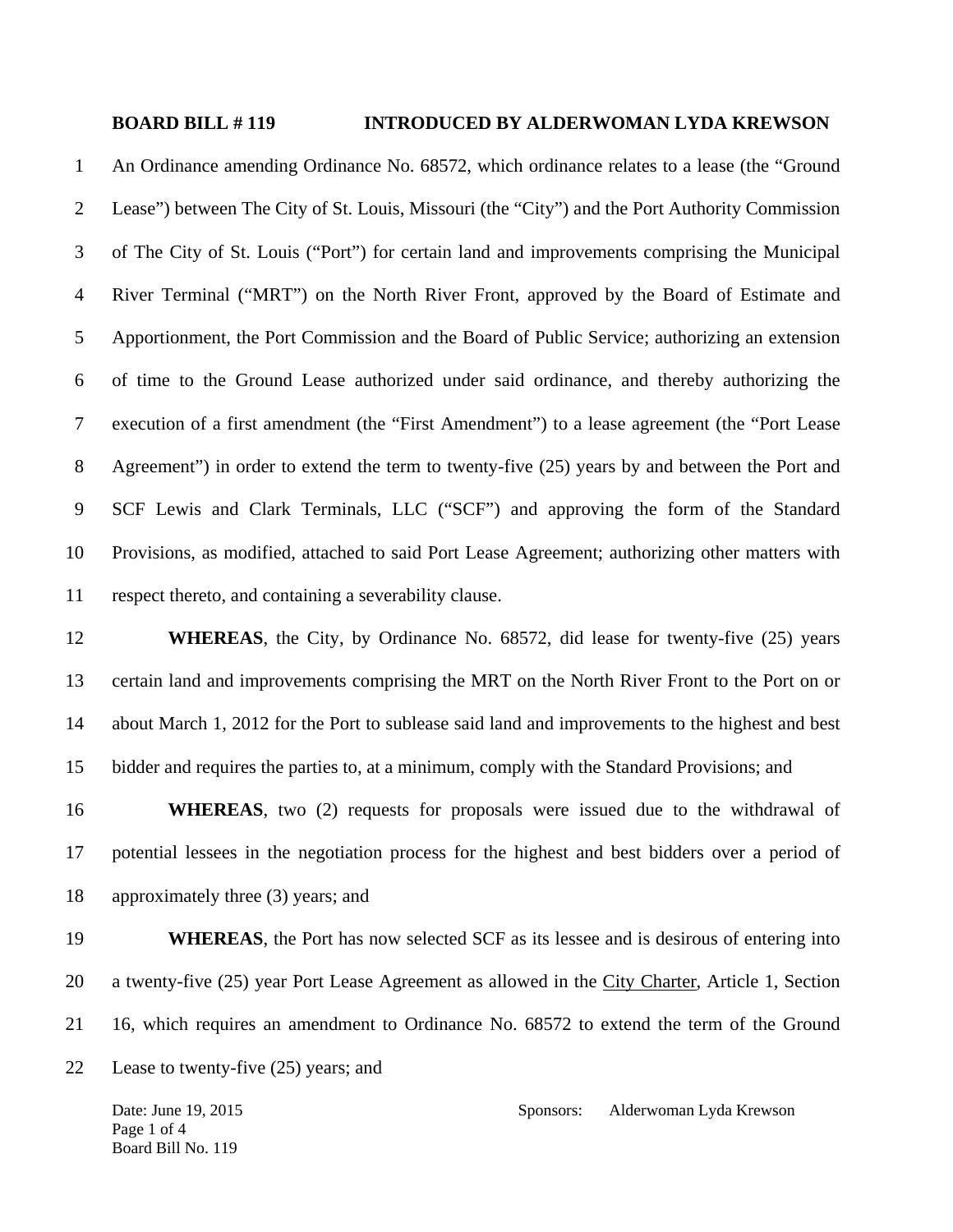**BOARD BILL # 119 INTRODUCED BY ALDERWOMAN LYDA KREWSON**

An Ordinance amending Ordinance No. 68572, which ordinance relates to a lease (the "Ground Lease") between The City of St. Louis, Missouri (the "City") and the Port Authority Commission of The City of St. Louis ("Port") for certain land and improvements comprising the Municipal River Terminal ("MRT") on the North River Front, approved by the Board of Estimate and Apportionment, the Port Commission and the Board of Public Service; authorizing an extension of time to the Ground Lease authorized under said ordinance, and thereby authorizing the execution of a first amendment (the "First Amendment") to a lease agreement (the "Port Lease Agreement") in order to extend the term to twenty-five (25) years by and between the Port and SCF Lewis and Clark Terminals, LLC ("SCF") and approving the form of the Standard Provisions, as modified, attached to said Port Lease Agreement; authorizing other matters with respect thereto, and containing a severability clause.

**WHEREAS**, the City, by Ordinance No. 68572, did lease for twenty-five (25) years certain land and improvements comprising the MRT on the North River Front to the Port on or about March 1, 2012 for the Port to sublease said land and improvements to the highest and best bidder and requires the parties to, at a minimum, comply with the Standard Provisions; and

**WHEREAS**, two (2) requests for proposals were issued due to the withdrawal of potential lessees in the negotiation process for the highest and best bidders over a period of approximately three (3) years; and

**WHEREAS**, the Port has now selected SCF as its lessee and is desirous of entering into a twenty-five (25) year Port Lease Agreement as allowed in the City Charter, Article 1, Section 16, which requires an amendment to Ordinance No. 68572 to extend the term of the Ground Lease to twenty-five (25) years; and

Date: June 19, 2015

Sponsors: Alderwoman Lyda Krewson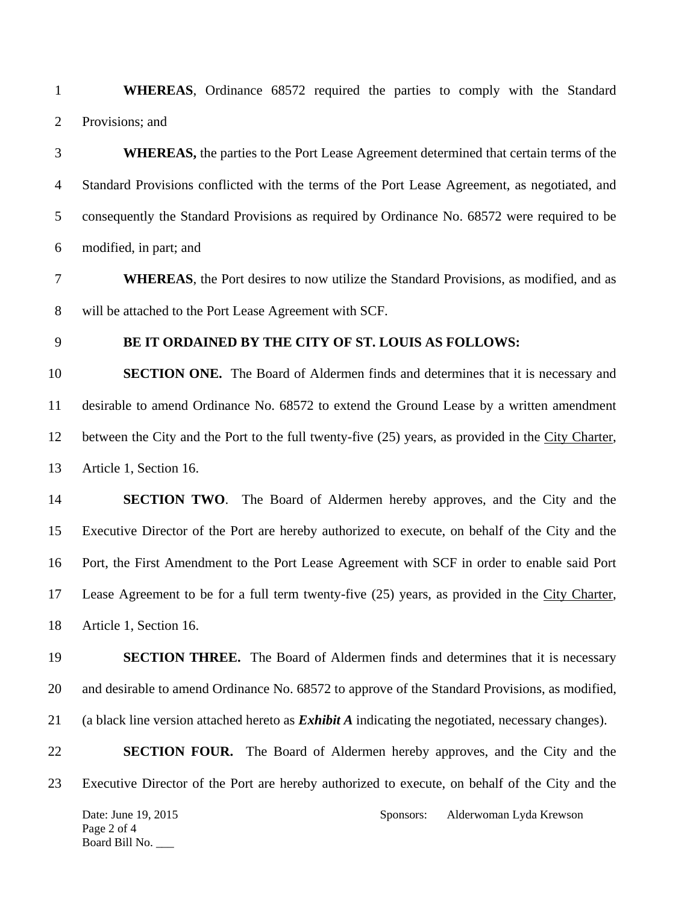**WHEREAS**, Ordinance 68572 required the parties to comply with the Standard Provisions; and

**WHEREAS,** the parties to the Port Lease Agreement determined that certain terms of the Standard Provisions conflicted with the terms of the Port Lease Agreement, as negotiated, and consequently the Standard Provisions as required by Ordinance No. 68572 were required to be modified, in part; and

**WHEREAS**, the Port desires to now utilize the Standard Provisions, as modified, and as will be attached to the Port Lease Agreement with SCF.

**BE IT ORDAINED BY THE CITY OF ST. LOUIS AS FOLLOWS:**

**SECTION ONE.** The Board of Aldermen finds and determines that it is necessary and desirable to amend Ordinance No. 68572 to extend the Ground Lease by a written amendment between the City and the Port to the full twenty-five (25) years, as provided in the City Charter, Article 1, Section 16.

**SECTION TWO**. The Board of Aldermen hereby approves, and the City and the Executive Director of the Port are hereby authorized to execute, on behalf of the City and the Port, the First Amendment to the Port Lease Agreement with SCF in order to enable said Port Lease Agreement to be for a full term twenty-five (25) years, as provided in the City Charter, Article 1, Section 16.

**SECTION THREE.** The Board of Aldermen finds and determines that it is necessary and desirable to amend Ordinance No. 68572 to approve of the Standard Provisions, as modified, (a black line version attached hereto as ***Exhibit A*** indicating the negotiated, necessary changes).

**SECTION FOUR.** The Board of Aldermen hereby approves, and the City and the Executive Director of the Port are hereby authorized to execute, on behalf of the City and the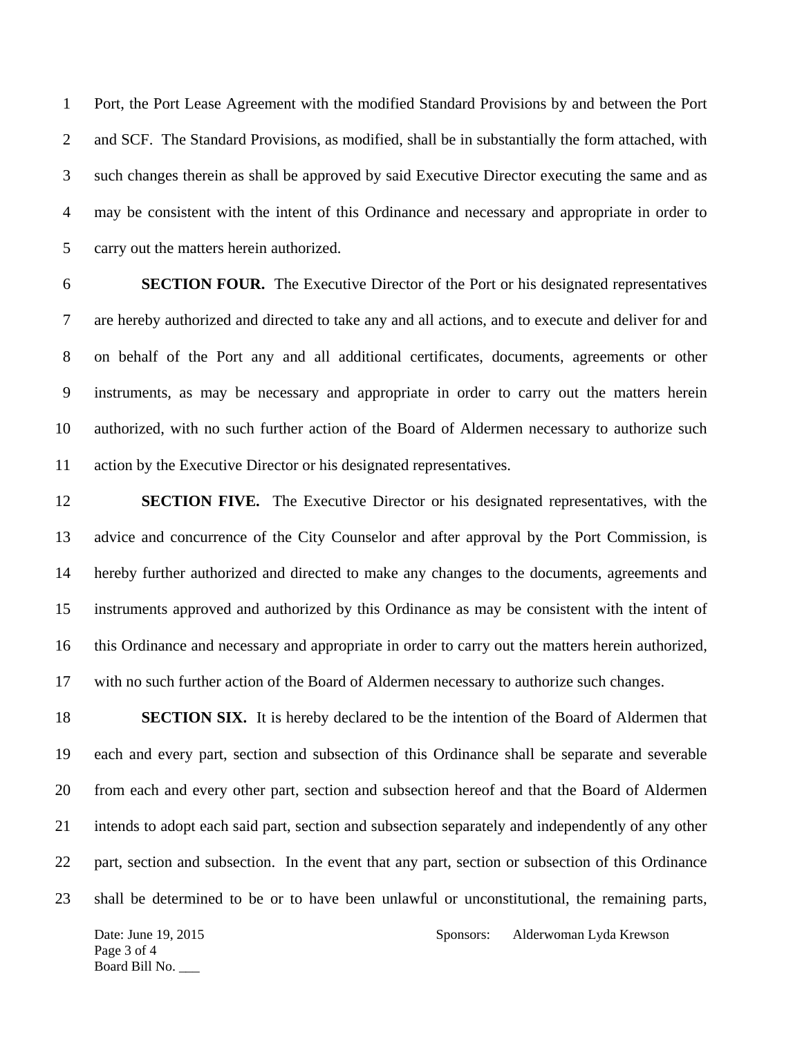Port, the Port Lease Agreement with the modified Standard Provisions by and between the Port and SCF. The Standard Provisions, as modified, shall be in substantially the form attached, with such changes therein as shall be approved by said Executive Director executing the same and as may be consistent with the intent of this Ordinance and necessary and appropriate in order to carry out the matters herein authorized.

**SECTION FOUR.** The Executive Director of the Port or his designated representatives are hereby authorized and directed to take any and all actions, and to execute and deliver for and on behalf of the Port any and all additional certificates, documents, agreements or other instruments, as may be necessary and appropriate in order to carry out the matters herein authorized, with no such further action of the Board of Aldermen necessary to authorize such action by the Executive Director or his designated representatives.

**SECTION FIVE.** The Executive Director or his designated representatives, with the advice and concurrence of the City Counselor and after approval by the Port Commission, is hereby further authorized and directed to make any changes to the documents, agreements and instruments approved and authorized by this Ordinance as may be consistent with the intent of this Ordinance and necessary and appropriate in order to carry out the matters herein authorized, with no such further action of the Board of Aldermen necessary to authorize such changes.

**SECTION SIX.** It is hereby declared to be the intention of the Board of Aldermen that each and every part, section and subsection of this Ordinance shall be separate and severable from each and every other part, section and subsection hereof and that the Board of Aldermen intends to adopt each said part, section and subsection separately and independently of any other part, section and subsection. In the event that any part, section or subsection of this Ordinance shall be determined to be or to have been unlawful or unconstitutional, the remaining parts,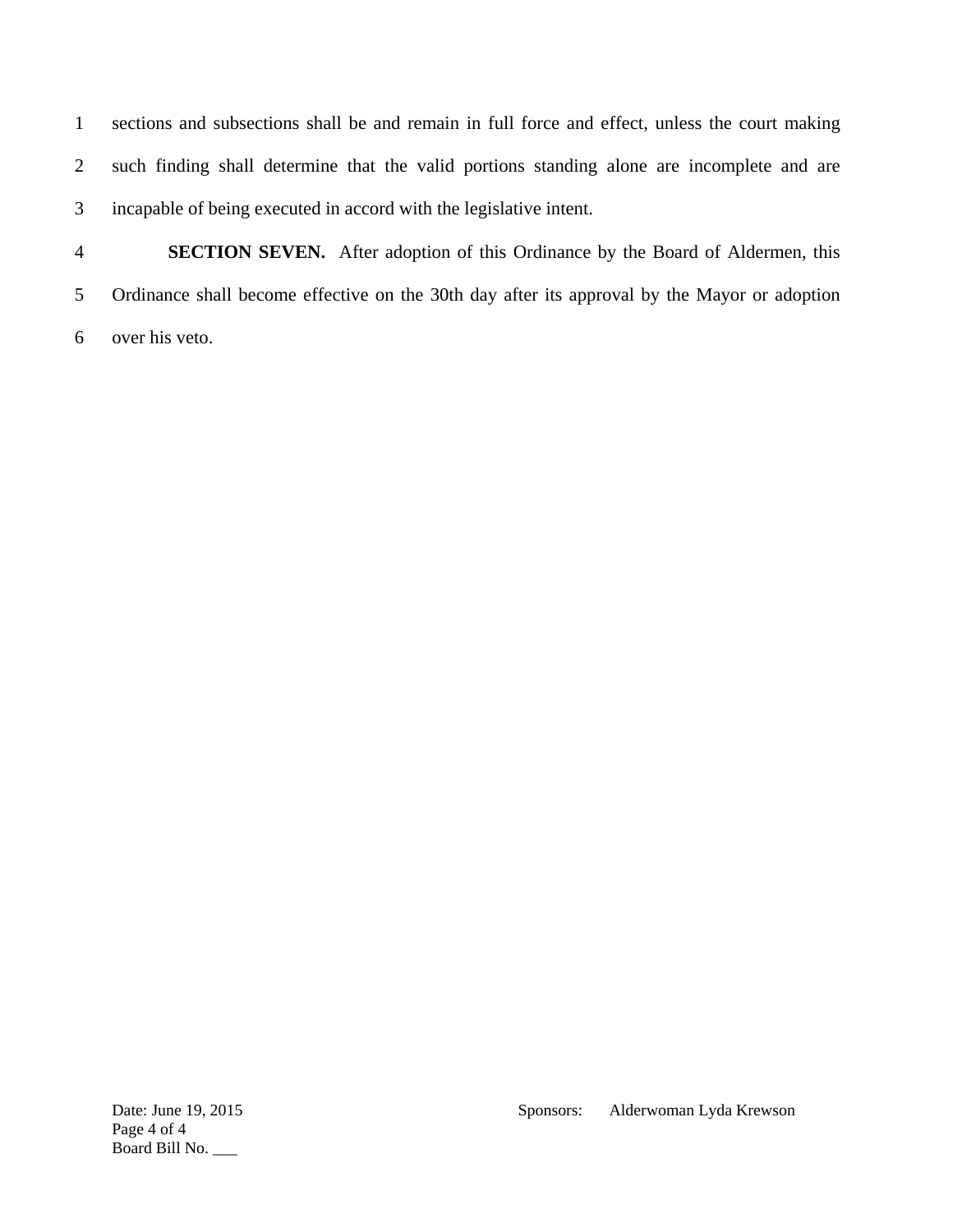sections and subsections shall be and remain in full force and effect, unless the court making such finding shall determine that the valid portions standing alone are incomplete and are incapable of being executed in accord with the legislative intent.

**SECTION SEVEN.** After adoption of this Ordinance by the Board of Aldermen, this Ordinance shall become effective on the 30th day after its approval by the Mayor or adoption over his veto.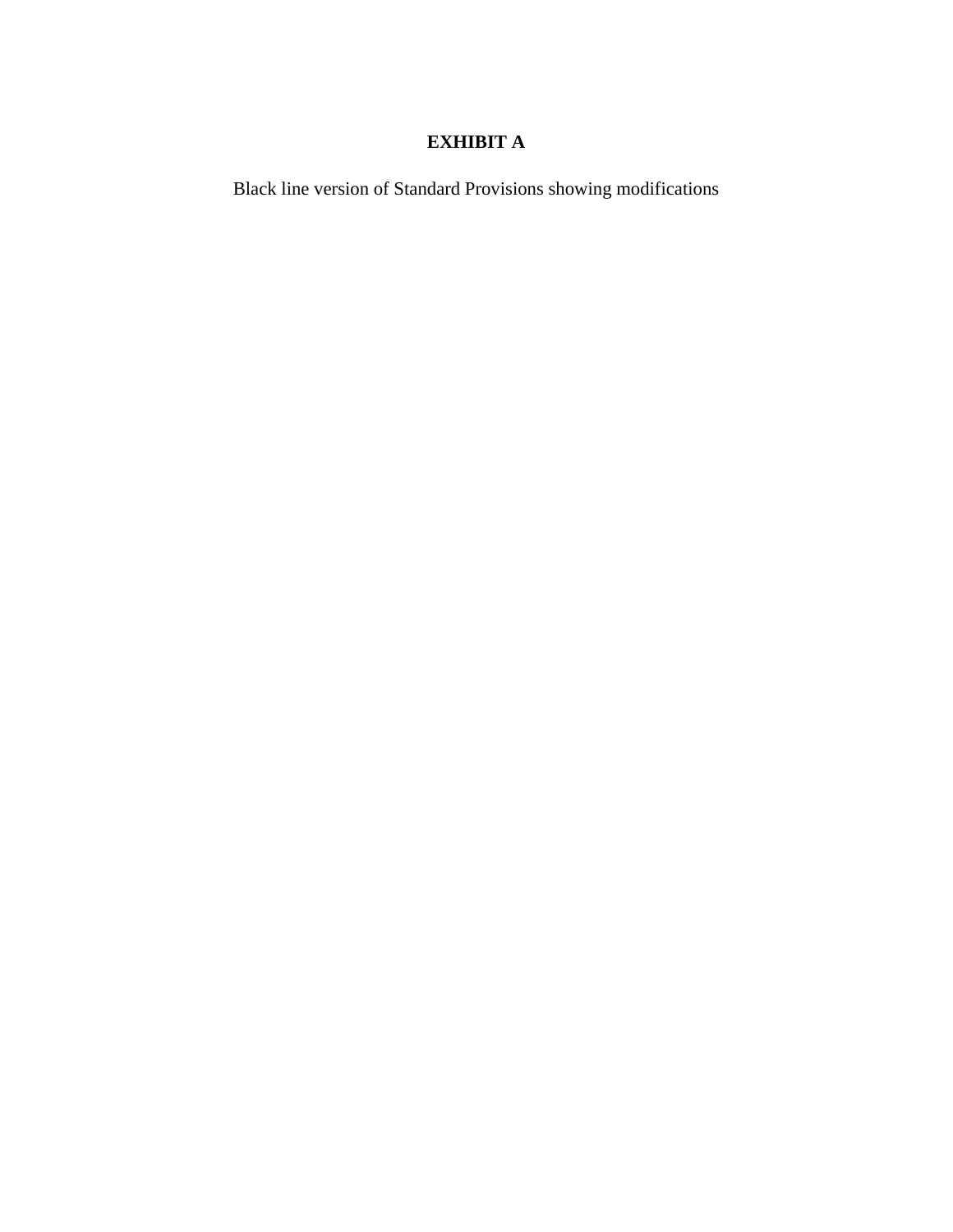# EXHIBIT A

Black line version of Standard Provisions showing modifications